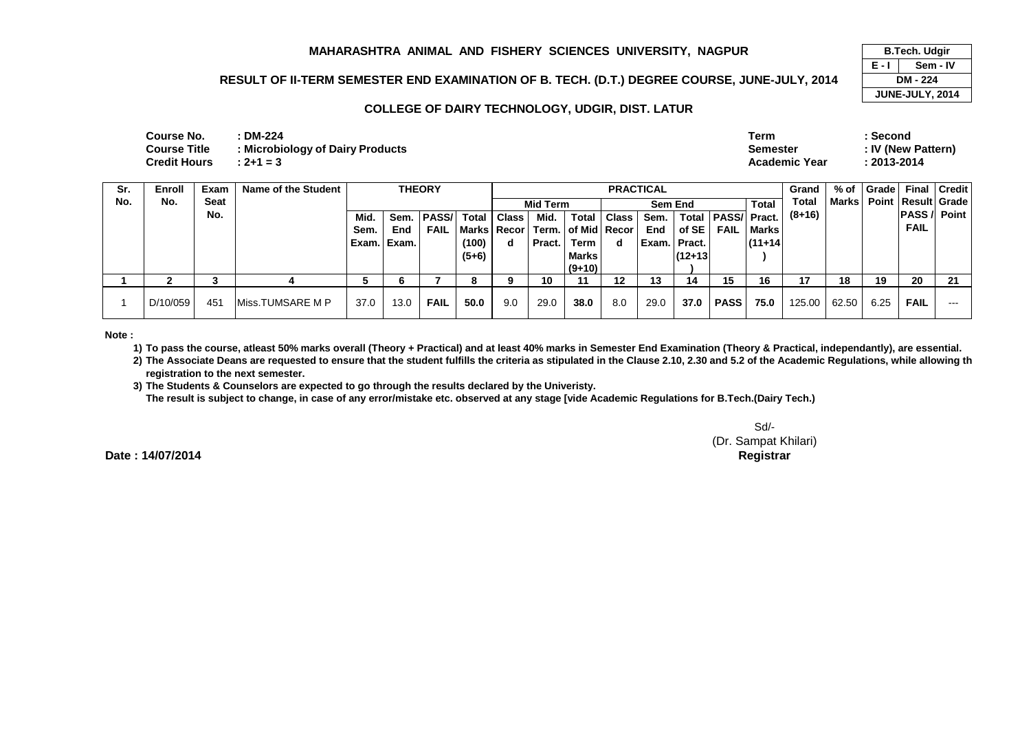# MAHARASHTRA ANIMAL AND FISHERY SCIENCES UNIVERSITY, NAGPUR

| B.Tech. Udgir | |
|---|---|
| E - I | Sem - IV |
| DM - 224 | |
| JUNE-JULY, 2014 | |

## RESULT OF II-TERM SEMESTER END EXAMINATION OF B. TECH. (D.T.) DEGREE COURSE, JUNE-JULY, 2014

### COLLEGE OF DAIRY TECHNOLOGY, UDGIR, DIST. LATUR

**Course No.** : **DM-224**
**Course Title** : **Microbiology of Dairy Products**
**Credit Hours** : **2+1 = 3**

**Term** : **Second**
**Semester** : **IV (New Pattern)**
**Academic Year** : **2013-2014**

| Sr. No. | Enroll No. | Exam Seat No. | Name of the Student | THEORY | | | | PRACTICAL | | | | | | | | Grand Total (8+16) | % of Marks | Grade Point | Final Result PASS / FAIL | Credit Grade Point |
|---|---|---|---|---|---|---|---|---|---|---|---|---|---|---|---|---|---|---|---|---|
| | | | | | | | | Mid Term | | | Sem End | | | | Total | | | | | |
| | | | | Mid. Sem. Exam. | Sem. End Exam. | PASS/ FAIL | Total Marks (100) (5+6) | Class Record | Mid. Term. Pract. | Total of Mid Term Marks (9+10) | Class Record | Sem. End Exam. | Total of SE Pract. (12+13) | PASS/ FAIL | Pract. Marks (11+14) | | | | | |
| 1 | 2 | 3 | 4 | 5 | 6 | 7 | 8 | 9 | 10 | 11 | 12 | 13 | 14 | 15 | 16 | 17 | 18 | 19 | 20 | 21 |
| 1 | D/10/059 | 451 | Miss.TUMSARE M P | 37.0 | 13.0 | **FAIL** | **50.0** | 9.0 | 29.0 | **38.0** | 8.0 | 29.0 | **37.0** | **PASS** | **75.0** | 125.00 | 62.50 | 6.25 | **FAIL** | --- |

**Note :**

1) **To pass the course, atleast 50% marks overall (Theory + Practical) and at least 40% marks in Semester End Examination (Theory & Practical, independantly), are essential.**
2) **The Associate Deans are requested to ensure that the student fulfills the criteria as stipulated in the Clause 2.10, 2.30 and 5.2 of the Academic Regulations, while allowing th registration to the next semester.**
3) **The Students & Counselors are expected to go through the results declared by the Univeristy.**
**The result is subject to change, in case of any error/mistake etc. observed at any stage [vide Academic Regulations for B.Tech.(Dairy Tech.)**

Sd/-
(Dr. Sampat Khilari)
**Registrar**

**Date : 14/07/2014**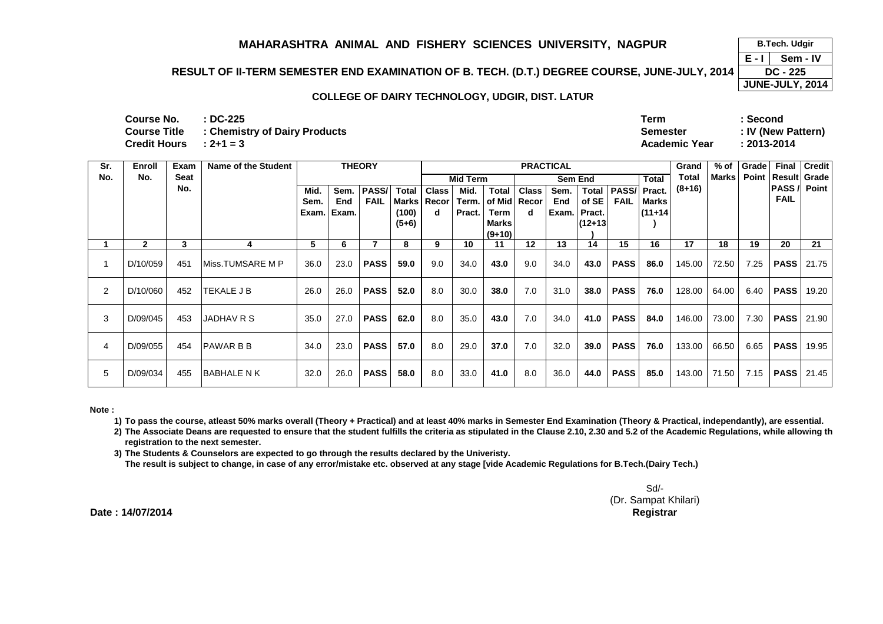# MAHARASHTRA ANIMAL AND FISHERY SCIENCES UNIVERSITY, NAGPUR

| B.Tech. Udgir | |
|---|---|
| E - I | Sem - IV |
| DC - 225 | |
| JUNE-JULY, 2014 | |

## RESULT OF II-TERM SEMESTER END EXAMINATION OF B. TECH. (D.T.) DEGREE COURSE, JUNE-JULY, 2014

### COLLEGE OF DAIRY TECHNOLOGY, UDGIR, DIST. LATUR

**Course No.** : DC-225
**Course Title** : Chemistry of Dairy Products
**Credit Hours** : 2+1 = 3

**Term** : Second
**Semester** : IV (New Pattern)
**Academic Year** : 2013-2014

| Sr. No. | Enroll No. | Exam Seat No. | Name of the Student | THEORY | | | | PRACTICAL | | | | | | | | Grand Total (8+16) | % of Marks | Grade Point | Final Result PASS / FAIL | Credit Grade Point |
|---|---|---|---|---|---|---|---|---|---|---|---|---|---|---|---|---|---|---|---|---|
| | | | | | | | | Mid Term | | | Sem End | | | | Total | | | | | |
| | | | | Mid. Sem. Exam. | Sem. End Exam. | PASS/ FAIL | Total Marks (100) (5+6) | Class Record | Mid. Term. Pract. | Total of Mid Term Marks (9+10) | Class Record | Sem. End Exam. | Total of SE Pract. (12+13) | PASS/ FAIL | Pract. Marks (11+14) | | | | | |
| 1 | 2 | 3 | 4 | 5 | 6 | 7 | 8 | 9 | 10 | 11 | 12 | 13 | 14 | 15 | 16 | 17 | 18 | 19 | 20 | 21 |
| 1 | D/10/059 | 451 | Miss.TUMSARE M P | 36.0 | 23.0 | **PASS** | **59.0** | 9.0 | 34.0 | **43.0** | 9.0 | 34.0 | **43.0** | **PASS** | **86.0** | 145.00 | 72.50 | 7.25 | **PASS** | 21.75 |
| 2 | D/10/060 | 452 | TEKALE J B | 26.0 | 26.0 | **PASS** | **52.0** | 8.0 | 30.0 | **38.0** | 7.0 | 31.0 | **38.0** | **PASS** | **76.0** | 128.00 | 64.00 | 6.40 | **PASS** | 19.20 |
| 3 | D/09/045 | 453 | JADHAV R S | 35.0 | 27.0 | **PASS** | **62.0** | 8.0 | 35.0 | **43.0** | 7.0 | 34.0 | **41.0** | **PASS** | **84.0** | 146.00 | 73.00 | 7.30 | **PASS** | 21.90 |
| 4 | D/09/055 | 454 | PAWAR B B | 34.0 | 23.0 | **PASS** | **57.0** | 8.0 | 29.0 | **37.0** | 7.0 | 32.0 | **39.0** | **PASS** | **76.0** | 133.00 | 66.50 | 6.65 | **PASS** | 19.95 |
| 5 | D/09/034 | 455 | BABHALE N K | 32.0 | 26.0 | **PASS** | **58.0** | 8.0 | 33.0 | **41.0** | 8.0 | 36.0 | **44.0** | **PASS** | **85.0** | 143.00 | 71.50 | 7.15 | **PASS** | 21.45 |

**Note :**

1) To pass the course, atleast 50% marks overall (Theory + Practical) and at least 40% marks in Semester End Examination (Theory & Practical, independantly), are essential.
2) The Associate Deans are requested to ensure that the student fulfills the criteria as stipulated in the Clause 2.10, 2.30 and 5.2 of the Academic Regulations, while allowing th registration to the next semester.
3) The Students & Counselors are expected to go through the results declared by the Univeristy.
   The result is subject to change, in case of any error/mistake etc. observed at any stage [vide Academic Regulations for B.Tech.(Dairy Tech.)

Sd/-
(Dr. Sampat Khilari)
**Registrar**

**Date : 14/07/2014**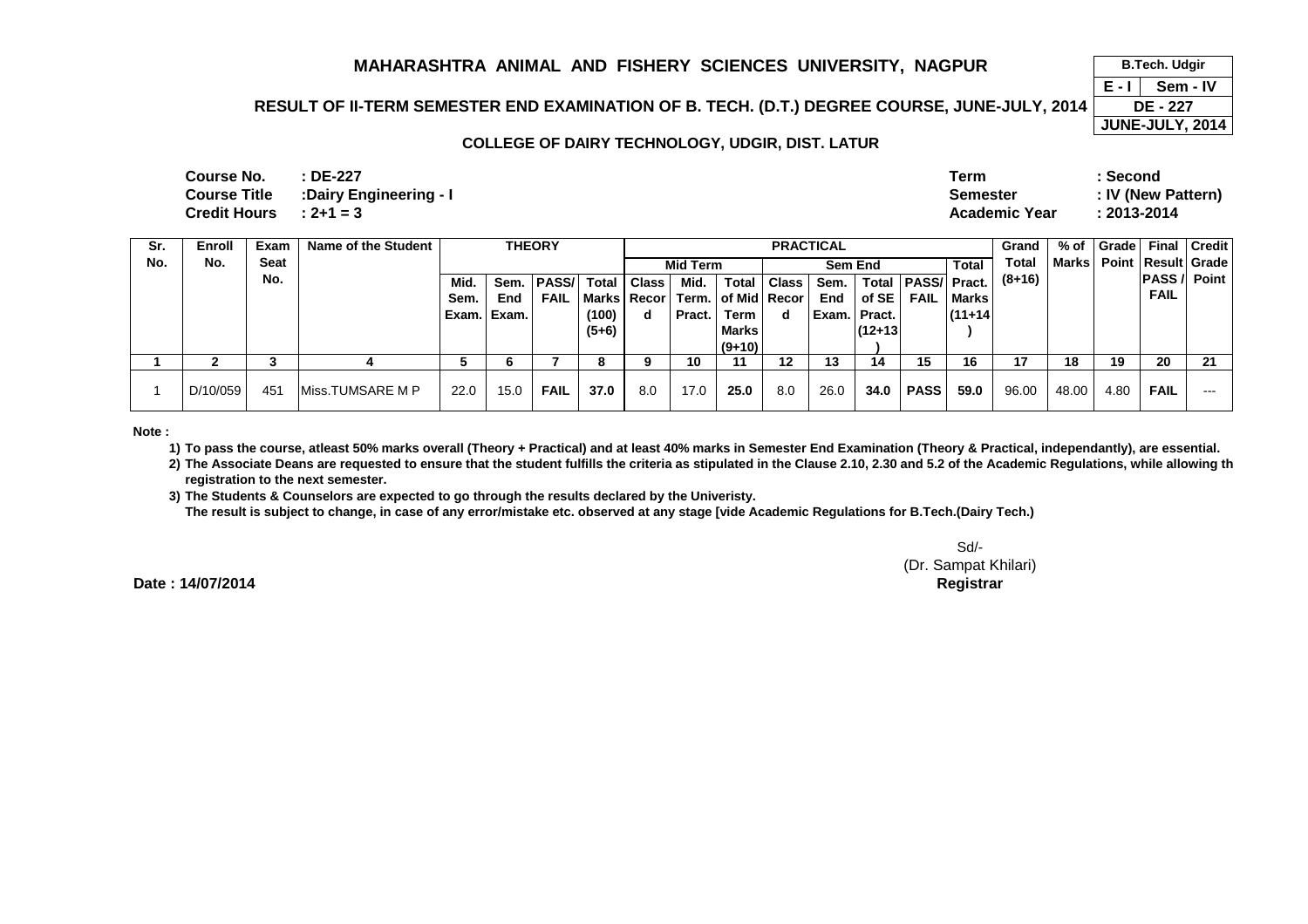# MAHARASHTRA ANIMAL AND FISHERY SCIENCES UNIVERSITY, NAGPUR

| B.Tech. Udgir | |
|---|---|
| E - I | Sem - IV |
| DE - 227 | |
| JUNE-JULY, 2014 | |

## RESULT OF II-TERM SEMESTER END EXAMINATION OF B. TECH. (D.T.) DEGREE COURSE, JUNE-JULY, 2014

### COLLEGE OF DAIRY TECHNOLOGY, UDGIR, DIST. LATUR

**Course No.** : DE-227
**Course Title** :Dairy Engineering - I
**Credit Hours** : 2+1 = 3

**Term** : Second
**Semester** : IV (New Pattern)
**Academic Year** : 2013-2014

| Sr. No. | Enroll No. | Exam Seat No. | Name of the Student | THEORY | | | | PRACTICAL | | | | | | | | Grand Total (8+16) | % of Marks | Grade Point | Final Result PASS / FAIL | Credit Grade Point |
|---|---|---|---|---|---|---|---|---|---|---|---|---|---|---|---|---|---|---|---|---|
| | | | | | | | | Mid Term | | | Sem End | | | | Total | | | | | |
| | | | | Mid. Sem. Exam. | Sem. End Exam. | PASS/ FAIL | Total Marks (100) (5+6) | Class Record | Mid. Term. Pract. | Total of Mid Term Marks (9+10) | Class Record | Sem. End Exam. | Total of SE Pract. (12+13) | PASS/ FAIL | Pract. Marks (11+14) | | | | | |
| 1 | 2 | 3 | 4 | 5 | 6 | 7 | 8 | 9 | 10 | 11 | 12 | 13 | 14 | 15 | 16 | 17 | 18 | 19 | 20 | 21 |
| 1 | D/10/059 | 451 | Miss.TUMSARE M P | 22.0 | 15.0 | **FAIL** | **37.0** | 8.0 | 17.0 | **25.0** | 8.0 | 26.0 | **34.0** | **PASS** | **59.0** | 96.00 | 48.00 | 4.80 | **FAIL** | --- |

**Note :**

1) **To pass the course, atleast 50% marks overall (Theory + Practical) and at least 40% marks in Semester End Examination (Theory & Practical, independantly), are essential.**
2) **The Associate Deans are requested to ensure that the student fulfills the criteria as stipulated in the Clause 2.10, 2.30 and 5.2 of the Academic Regulations, while allowing th registration to the next semester.**
3) **The Students & Counselors are expected to go through the results declared by the Univeristy.**
   **The result is subject to change, in case of any error/mistake etc. observed at any stage [vide Academic Regulations for B.Tech.(Dairy Tech.)**

Sd/-
(Dr. Sampat Khilari)
**Registrar**

**Date : 14/07/2014**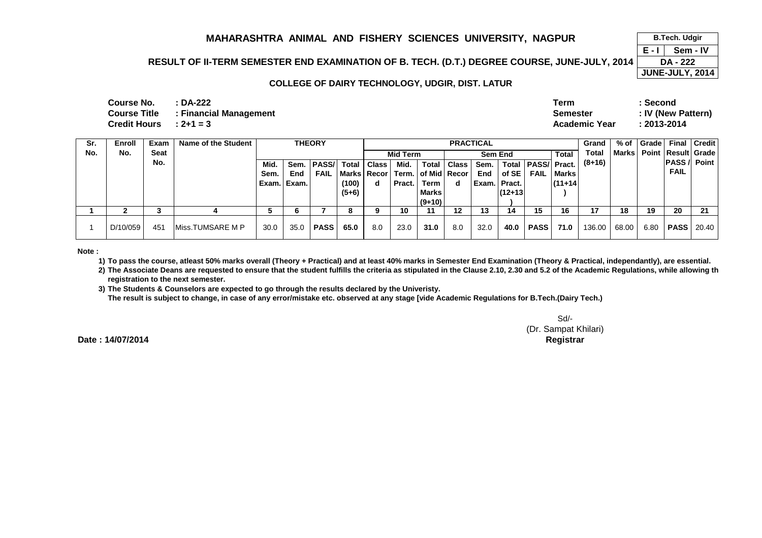# MAHARASHTRA ANIMAL AND FISHERY SCIENCES UNIVERSITY, NAGPUR

## RESULT OF II-TERM SEMESTER END EXAMINATION OF B. TECH. (D.T.) DEGREE COURSE, JUNE-JULY, 2014

### COLLEGE OF DAIRY TECHNOLOGY, UDGIR, DIST. LATUR

| B.Tech. Udgir | |
|---|---|
| E - I | Sem - IV |
| DA - 222 | |
| JUNE-JULY, 2014 | |

**Course No.** : DA-222
**Course Title** : Financial Management
**Credit Hours** : 2+1 = 3

**Term** : Second
**Semester** : IV (New Pattern)
**Academic Year** : 2013-2014

| Sr. No. | Enroll No. | Exam Seat No. | Name of the Student | THEORY | | | | PRACTICAL | | | | | | | | Grand Total (8+16) | % of Marks | Grade Point | Final Result PASS / FAIL | Credit Grade Point |
|---|---|---|---|---|---|---|---|---|---|---|---|---|---|---|---|---|---|---|---|---|
| | | | | | | | | Mid Term | | | Sem End | | | | Total | | | | | |
| | | | | Mid. Sem. Exam. | Sem. End Exam. | PASS/ FAIL | Total Marks (100) (5+6) | Class Record | Mid. Term. Pract. | Total of Mid Term Marks (9+10) | Class Record | Sem. End Exam. | Total of SE Pract. (12+13) | PASS/ FAIL | Pract. Marks (11+14) | | | | | |
| 1 | 2 | 3 | 4 | 5 | 6 | 7 | 8 | 9 | 10 | 11 | 12 | 13 | 14 | 15 | 16 | 17 | 18 | 19 | 20 | 21 |
| 1 | D/10/059 | 451 | Miss.TUMSARE M P | 30.0 | 35.0 | **PASS** | **65.0** | 8.0 | 23.0 | **31.0** | 8.0 | 32.0 | **40.0** | **PASS** | **71.0** | 136.00 | 68.00 | 6.80 | **PASS** | 20.40 |

**Note :**

1) To pass the course, atleast 50% marks overall (Theory + Practical) and at least 40% marks in Semester End Examination (Theory & Practical, independantly), are essential.
2) The Associate Deans are requested to ensure that the student fulfills the criteria as stipulated in the Clause 2.10, 2.30 and 5.2 of the Academic Regulations, while allowing th registration to the next semester.
3) The Students & Counselors are expected to go through the results declared by the Univeristy.
   The result is subject to change, in case of any error/mistake etc. observed at any stage [vide Academic Regulations for B.Tech.(Dairy Tech.)

Sd/-
(Dr. Sampat Khilari)
**Registrar**

**Date : 14/07/2014**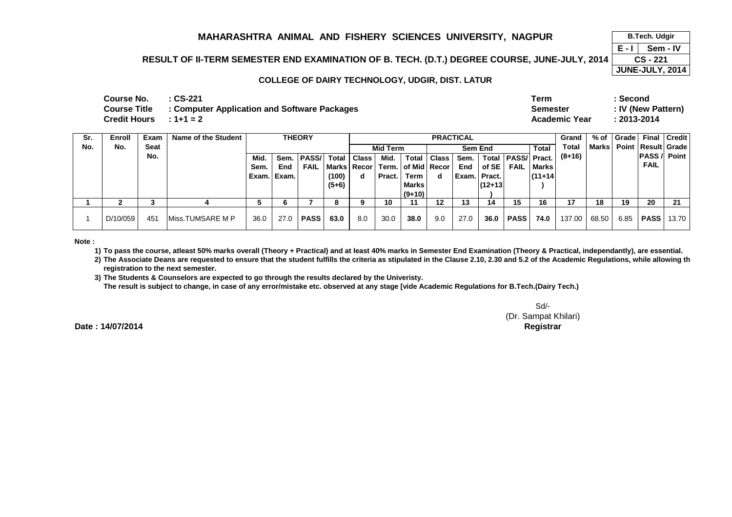# MAHARASHTRA ANIMAL AND FISHERY SCIENCES UNIVERSITY, NAGPUR

## RESULT OF II-TERM SEMESTER END EXAMINATION OF B. TECH. (D.T.) DEGREE COURSE, JUNE-JULY, 2014

### COLLEGE OF DAIRY TECHNOLOGY, UDGIR, DIST. LATUR

| B.Tech. Udgir | |
|---|---|
| E - I | Sem - IV |
| CS - 221 | |
| JUNE-JULY, 2014 | |

**Course No.** : CS-221
**Course Title** : Computer Application and Software Packages
**Credit Hours** : 1+1 = 2

**Term** : Second
**Semester** : IV (New Pattern)
**Academic Year** : 2013-2014

| Sr. No. | Enroll No. | Exam Seat No. | Name of the Student | THEORY | | | | PRACTICAL | | | | | | | | Grand Total (8+16) | % of Marks | Grade Point | Final Result PASS / FAIL | Credit Grade Point |
|---|---|---|---|---|---|---|---|---|---|---|---|---|---|---|---|---|---|---|---|---|
| | | | | | | | | Mid Term | | | Sem End | | | | Total | | | | | |
| | | | | Mid. Sem. Exam. | Sem. End Exam. | PASS/ FAIL | Total Marks (100) (5+6) | Class Record | Mid. Term. Pract. | Total of Mid Term Marks (9+10) | Class Record | Sem. End Exam. | Total of SE Pract. (12+13) | PASS/ FAIL | Pract. Marks (11+14) | | | | | |
| 1 | 2 | 3 | 4 | 5 | 6 | 7 | 8 | 9 | 10 | 11 | 12 | 13 | 14 | 15 | 16 | 17 | 18 | 19 | 20 | 21 |
| 1 | D/10/059 | 451 | Miss.TUMSARE M P | 36.0 | 27.0 | **PASS** | **63.0** | 8.0 | 30.0 | **38.0** | 9.0 | 27.0 | **36.0** | **PASS** | **74.0** | 137.00 | 68.50 | 6.85 | **PASS** | 13.70 |

**Note :**

1) To pass the course, atleast 50% marks overall (Theory + Practical) and at least 40% marks in Semester End Examination (Theory & Practical, independantly), are essential.
2) The Associate Deans are requested to ensure that the student fulfills the criteria as stipulated in the Clause 2.10, 2.30 and 5.2 of the Academic Regulations, while allowing th registration to the next semester.
3) The Students & Counselors are expected to go through the results declared by the Univeristy.
The result is subject to change, in case of any error/mistake etc. observed at any stage [vide Academic Regulations for B.Tech.(Dairy Tech.)

Sd/-
(Dr. Sampat Khilari)
**Registrar**

**Date : 14/07/2014**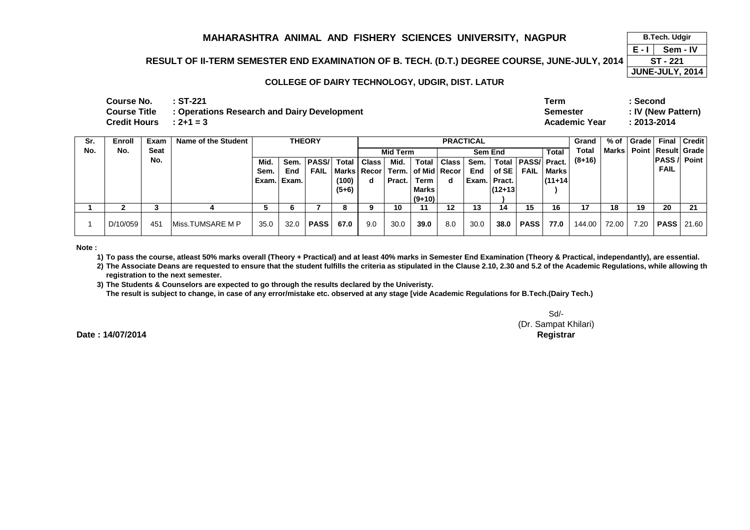# MAHARASHTRA ANIMAL AND FISHERY SCIENCES UNIVERSITY, NAGPUR

| B.Tech. Udgir | |
|---|---|
| E - I | Sem - IV |
| ST - 221 | |
| JUNE-JULY, 2014 | |

## RESULT OF II-TERM SEMESTER END EXAMINATION OF B. TECH. (D.T.) DEGREE COURSE, JUNE-JULY, 2014

### COLLEGE OF DAIRY TECHNOLOGY, UDGIR, DIST. LATUR

**Course No.** : ST-221
**Course Title** : Operations Research and Dairy Development
**Credit Hours** : 2+1 = 3

**Term** : Second
**Semester** : IV (New Pattern)
**Academic Year** : 2013-2014

| Sr. No. | Enroll No. | Exam Seat No. | Name of the Student | THEORY | | | | PRACTICAL | | | | | | | | | Grand Total (8+16) | % of Marks | Grade Point | Final Result PASS / FAIL | Credit Grade Point |
|---|---|---|---|---|---|---|---|---|---|---|---|---|---|---|---|---|---|---|---|---|---|
| | | | | | | | | Mid Term | | | Sem End | | | | Total | | | | | | |
| | | | | Mid. Sem. Exam. | Sem. End Exam. | PASS/ FAIL | Total Marks (100) (5+6) | Class Record | Mid. Term. Pract. | Total of Mid Term Marks (9+10) | Class Record | Sem. End Exam. | Total of SE Pract. (12+13) | PASS/ FAIL | Pract. Marks (11+14) | | | | | | |
| 1 | 2 | 3 | 4 | 5 | 6 | 7 | 8 | 9 | 10 | 11 | 12 | 13 | 14 | 15 | 16 | | 17 | 18 | 19 | 20 | 21 |
| 1 | D/10/059 | 451 | Miss.TUMSARE M P | 35.0 | 32.0 | **PASS** | **67.0** | 9.0 | 30.0 | **39.0** | 8.0 | 30.0 | **38.0** | **PASS** | **77.0** | | 144.00 | 72.00 | 7.20 | **PASS** | 21.60 |

**Note :**

1) To pass the course, atleast 50% marks overall (Theory + Practical) and at least 40% marks in Semester End Examination (Theory & Practical, independantly), are essential.
2) The Associate Deans are requested to ensure that the student fulfills the criteria as stipulated in the Clause 2.10, 2.30 and 5.2 of the Academic Regulations, while allowing th registration to the next semester.
3) The Students & Counselors are expected to go through the results declared by the Univeristy.
The result is subject to change, in case of any error/mistake etc. observed at any stage [vide Academic Regulations for B.Tech.(Dairy Tech.)

Sd/-
(Dr. Sampat Khilari)
**Registrar**

**Date : 14/07/2014**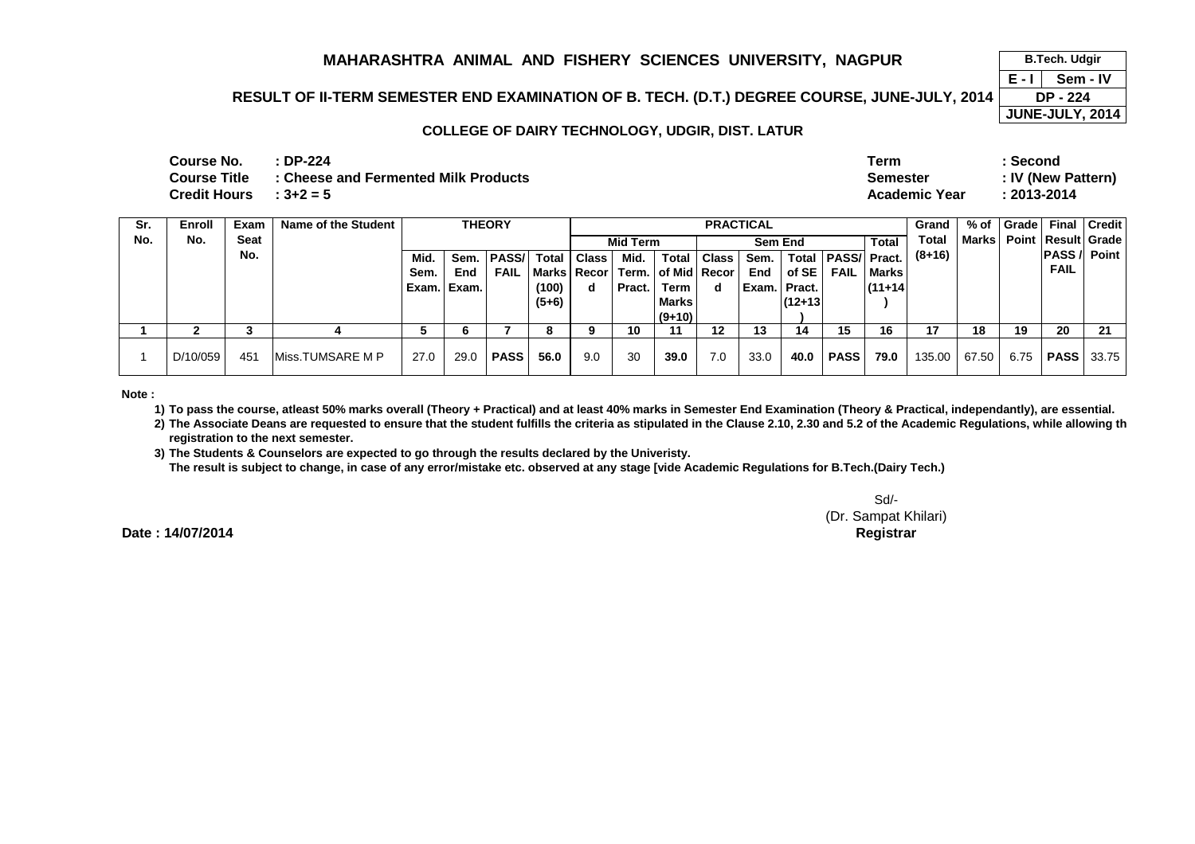# MAHARASHTRA ANIMAL AND FISHERY SCIENCES UNIVERSITY, NAGPUR

## RESULT OF II-TERM SEMESTER END EXAMINATION OF B. TECH. (D.T.) DEGREE COURSE, JUNE-JULY, 2014

### COLLEGE OF DAIRY TECHNOLOGY, UDGIR, DIST. LATUR

| B.Tech. Udgir | |
|---|---|
| E - I | Sem - IV |
| DP - 224 | |
| JUNE-JULY, 2014 | |

**Course No.** : DP-224
**Course Title** : Cheese and Fermented Milk Products
**Credit Hours** : 3+2 = 5

**Term** : Second
**Semester** : IV (New Pattern)
**Academic Year** : 2013-2014

| Sr. No. | Enroll No. | Exam Seat No. | Name of the Student | THEORY | | | | PRACTICAL | | | | | | | | Grand Total (8+16) | % of Marks | Grade Point | Final Result PASS / FAIL | Credit Grade Point |
|---|---|---|---|---|---|---|---|---|---|---|---|---|---|---|---|---|---|---|---|---|
| | | | | | | | | Mid Term | | | Sem End | | | | Total | | | | | |
| | | | | Mid. Sem. Exam. | Sem. End Exam. | PASS/ FAIL | Total Marks (100) (5+6) | Class Record | Mid. Term. Pract. | Total of Mid Term Marks (9+10) | Class Record | Sem. End Exam. | Total of SE Pract. (12+13) | PASS/ FAIL | Pract. Marks (11+14) | | | | | |
| 1 | 2 | 3 | 4 | 5 | 6 | 7 | 8 | 9 | 10 | 11 | 12 | 13 | 14 | 15 | 16 | 17 | 18 | 19 | 20 | 21 |
| 1 | D/10/059 | 451 | Miss.TUMSARE M P | 27.0 | 29.0 | **PASS** | **56.0** | 9.0 | 30 | **39.0** | 7.0 | 33.0 | **40.0** | **PASS** | **79.0** | 135.00 | 67.50 | 6.75 | **PASS** | 33.75 |

**Note :**

1) To pass the course, atleast 50% marks overall (Theory + Practical) and at least 40% marks in Semester End Examination (Theory & Practical, independantly), are essential.
2) The Associate Deans are requested to ensure that the student fulfills the criteria as stipulated in the Clause 2.10, 2.30 and 5.2 of the Academic Regulations, while allowing th registration to the next semester.
3) The Students & Counselors are expected to go through the results declared by the Univeristy.
   The result is subject to change, in case of any error/mistake etc. observed at any stage [vide Academic Regulations for B.Tech.(Dairy Tech.)

Sd/-
(Dr. Sampat Khilari)
**Registrar**

**Date : 14/07/2014**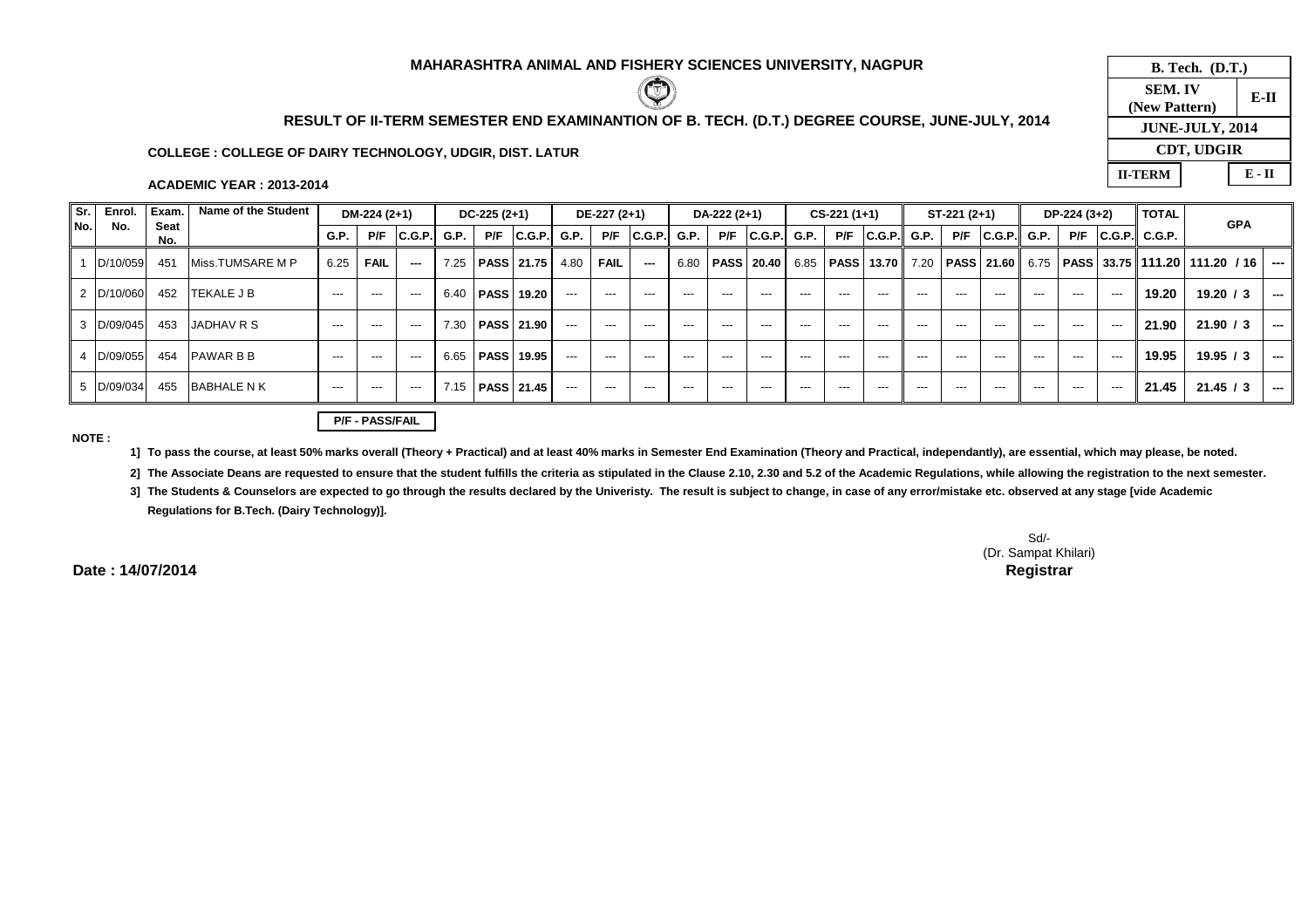**MAHARASHTRA ANIMAL AND FISHERY SCIENCES UNIVERSITY, NAGPUR**

**RESULT OF II-TERM SEMESTER END EXAMINANTION OF B. TECH. (D.T.) DEGREE COURSE, JUNE-JULY, 2014**

**COLLEGE : COLLEGE OF DAIRY TECHNOLOGY, UDGIR, DIST. LATUR**

**ACADEMIC YEAR : 2013-2014**

| B. Tech. (D.T.) | |
|---|---|
| SEM. IV (New Pattern) | E-II |
| JUNE-JULY, 2014 | |
| CDT, UDGIR | |
| II-TERM | E - II |

| Sr. No. | Enrol. No. | Exam. Seat No. | Name of the Student | DM-224 (2+1) | | | DC-225 (2+1) | | | DE-227 (2+1) | | | DA-222 (2+1) | | | CS-221 (1+1) | | | ST-221 (2+1) | | | DP-224 (3+2) | | | TOTAL | GPA | |
|---|---|---|---|---|---|---|---|---|---|---|---|---|---|---|---|---|---|---|---|---|---|---|---|---|---|---|---|
| | | | | G.P. | P/F | C.G.P. | G.P. | P/F | C.G.P. | G.P. | P/F | C.G.P. | G.P. | P/F | C.G.P. | G.P. | P/F | C.G.P. | G.P. | P/F | C.G.P. | G.P. | P/F | C.G.P. | C.G.P. | | |
| 1 | D/10/059 | 451 | Miss.TUMSARE M P | 6.25 | FAIL | --- | 7.25 | PASS | 21.75 | 4.80 | FAIL | --- | 6.80 | PASS | 20.40 | 6.85 | PASS | 13.70 | 7.20 | PASS | 21.60 | 6.75 | PASS | 33.75 | 111.20 | 111.20 / 16 | --- |
| 2 | D/10/060 | 452 | TEKALE J B | --- | --- | --- | 6.40 | PASS | 19.20 | --- | --- | --- | --- | --- | --- | --- | --- | --- | --- | --- | --- | --- | --- | --- | 19.20 | 19.20 / 3 | --- |
| 3 | D/09/045 | 453 | JADHAV R S | --- | --- | --- | 7.30 | PASS | 21.90 | --- | --- | --- | --- | --- | --- | --- | --- | --- | --- | --- | --- | --- | --- | --- | 21.90 | 21.90 / 3 | --- |
| 4 | D/09/055 | 454 | PAWAR B B | --- | --- | --- | 6.65 | PASS | 19.95 | --- | --- | --- | --- | --- | --- | --- | --- | --- | --- | --- | --- | --- | --- | --- | 19.95 | 19.95 / 3 | --- |
| 5 | D/09/034 | 455 | BABHALE N K | --- | --- | --- | 7.15 | PASS | 21.45 | --- | --- | --- | --- | --- | --- | --- | --- | --- | --- | --- | --- | --- | --- | --- | 21.45 | 21.45 / 3 | --- |

P/F - PASS/FAIL

**NOTE :**

1] To pass the course, at least 50% marks overall (Theory + Practical) and at least 40% marks in Semester End Examination (Theory and Practical, independantly), are essential, which may please, be noted.

2] The Associate Deans are requested to ensure that the student fulfills the criteria as stipulated in the Clause 2.10, 2.30 and 5.2 of the Academic Regulations, while allowing the registration to the next semester.

3] The Students & Counselors are expected to go through the results declared by the Univeristy. The result is subject to change, in case of any error/mistake etc. observed at any stage [vide Academic Regulations for B.Tech. (Dairy Technology)].

Sd/-
(Dr. Sampat Khilari)
**Registrar**

**Date : 14/07/2014**